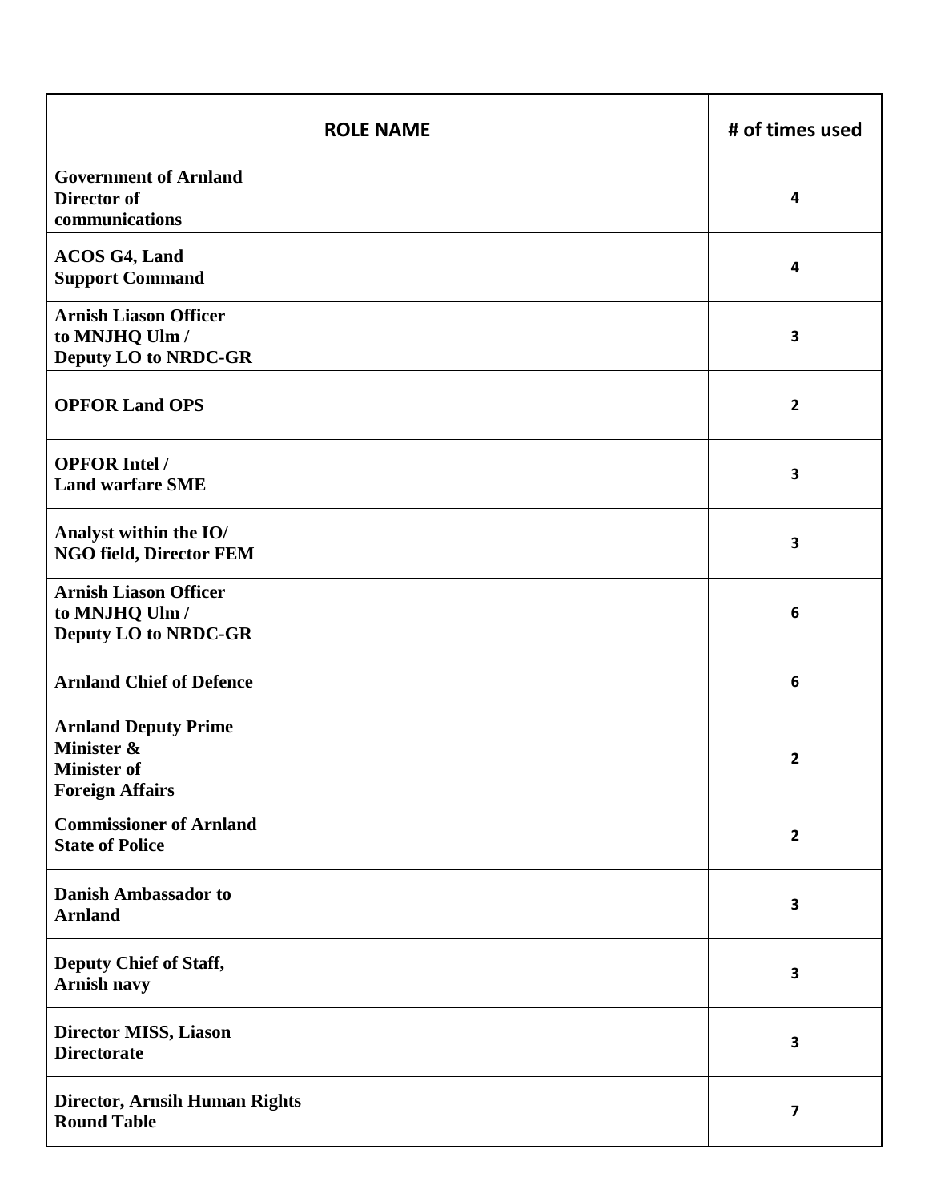| ROLE NAME | # of times used |
| --- | --- |
| **Government of Arnland Director of communications** | 4 |
| **ACOS G4, Land Support Command** | 4 |
| **Arnish Liason Officer to MNJHQ Ulm / Deputy LO to NRDC-GR** | 3 |
| **OPFOR Land OPS** | 2 |
| **OPFOR Intel / Land warfare SME** | 3 |
| **Analyst within the IO/ NGO field, Director FEM** | 3 |
| **Arnish Liason Officer to MNJHQ Ulm / Deputy LO to NRDC-GR** | 6 |
| **Arnland Chief of Defence** | 6 |
| **Arnland Deputy Prime Minister & Minister of Foreign Affairs** | 2 |
| **Commissioner of Arnland State of Police** | 2 |
| **Danish Ambassador to Arnland** | 3 |
| **Deputy Chief of Staff, Arnish navy** | 3 |
| **Director MISS, Liason Directorate** | 3 |
| **Director, Arnsih Human Rights Round Table** | 7 |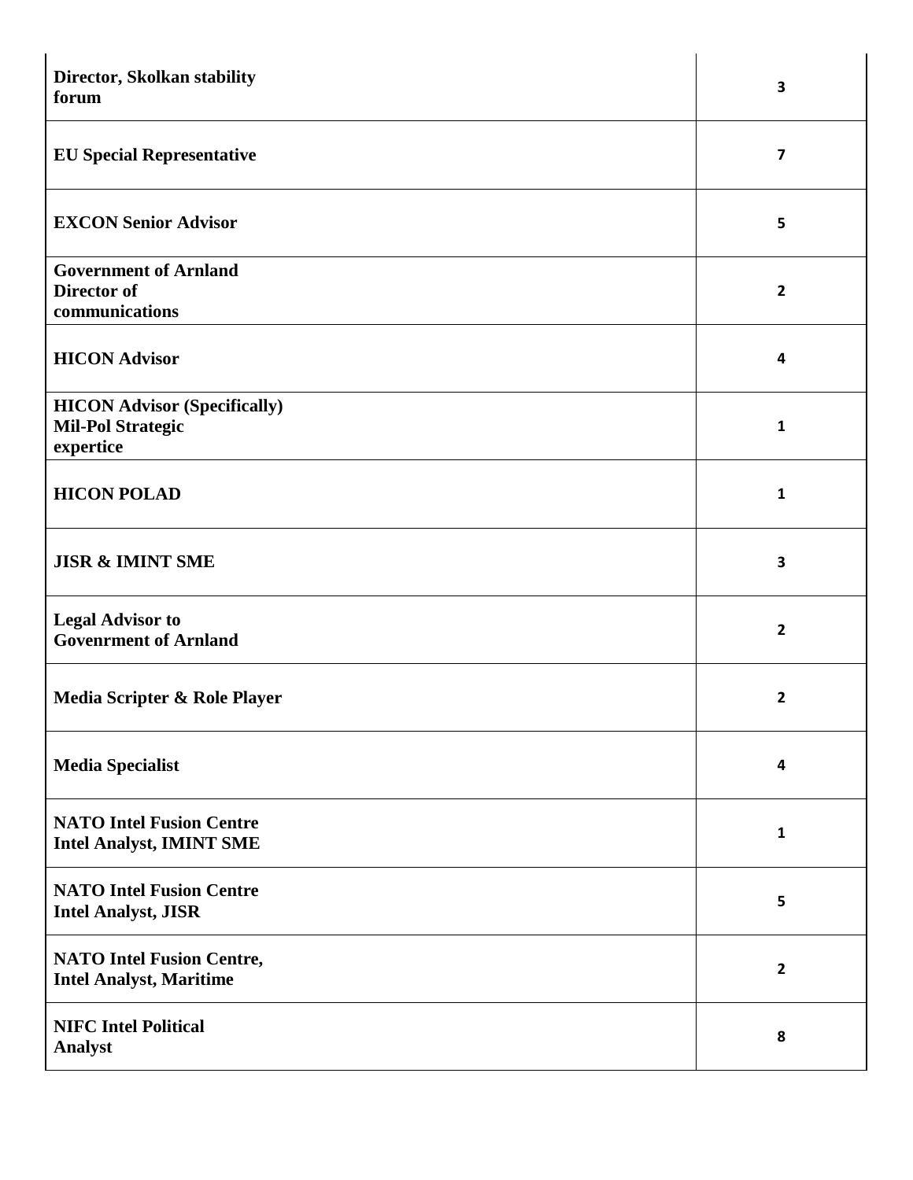| | |
|---|---|
| **Director, Skolkan stability forum** | **3** |
| **EU Special Representative** | **7** |
| **EXCON Senior Advisor** | **5** |
| **Government of Arnland Director of communications** | **2** |
| **HICON Advisor** | **4** |
| **HICON Advisor (Specifically) Mil-Pol Strategic expertice** | **1** |
| **HICON POLAD** | **1** |
| **JISR & IMINT SME** | **3** |
| **Legal Advisor to Govenrment of Arnland** | **2** |
| **Media Scripter & Role Player** | **2** |
| **Media Specialist** | **4** |
| **NATO Intel Fusion Centre Intel Analyst, IMINT SME** | **1** |
| **NATO Intel Fusion Centre Intel Analyst, JISR** | **5** |
| **NATO Intel Fusion Centre, Intel Analyst, Maritime** | **2** |
| **NIFC Intel Political Analyst** | **8** |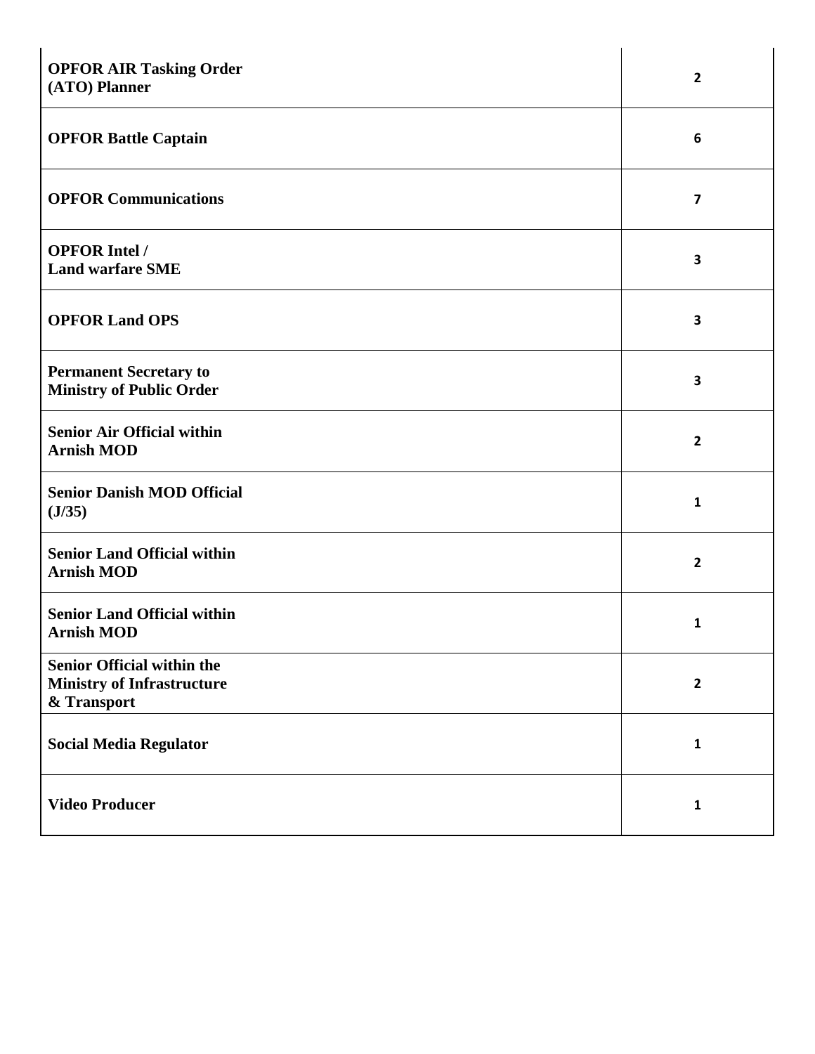| | |
|---|---|
| **OPFOR AIR Tasking Order (ATO) Planner** | 2 |
| **OPFOR Battle Captain** | 6 |
| **OPFOR Communications** | 7 |
| **OPFOR Intel / Land warfare SME** | 3 |
| **OPFOR Land OPS** | 3 |
| **Permanent Secretary to Ministry of Public Order** | 3 |
| **Senior Air Official within Arnish MOD** | 2 |
| **Senior Danish MOD Official (J/35)** | 1 |
| **Senior Land Official within Arnish MOD** | 2 |
| **Senior Land Official within Arnish MOD** | 1 |
| **Senior Official within the Ministry of Infrastructure & Transport** | 2 |
| **Social Media Regulator** | 1 |
| **Video Producer** | 1 |